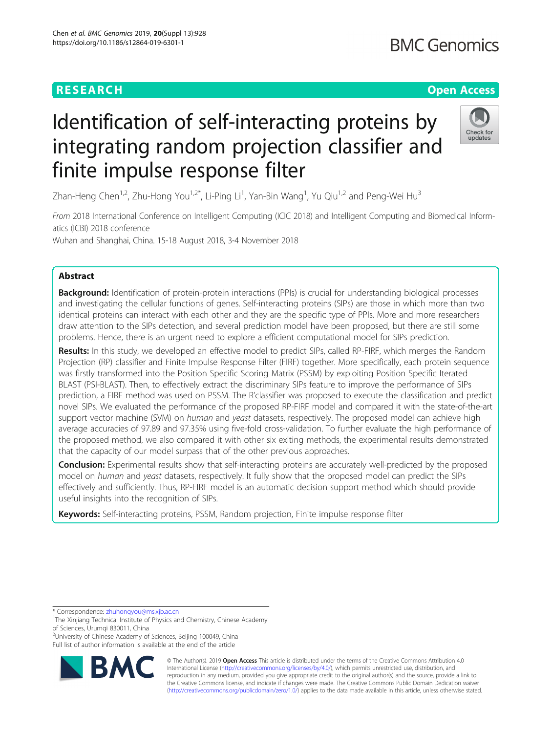RESEARCH

Open Access

# Identification of self-interacting proteins by integrating random projection classifier and finite impulse response filter

Zhan-Heng Chen[1,2], Zhu-Hong You[1,2*], Li-Ping Li[1], Yan-Bin Wang[1], Yu Qiu[1,2] and Peng-Wei Hu[3]

*From* 2018 International Conference on Intelligent Computing (ICIC 2018) and Intelligent Computing and Biomedical Informatics (ICBI) 2018 conference
Wuhan and Shanghai, China. 15-18 August 2018, 3-4 November 2018

## Abstract

**Background:** Identification of protein-protein interactions (PPIs) is crucial for understanding biological processes and investigating the cellular functions of genes. Self-interacting proteins (SIPs) are those in which more than two identical proteins can interact with each other and they are the specific type of PPIs. More and more researchers draw attention to the SIPs detection, and several prediction model have been proposed, but there are still some problems. Hence, there is an urgent need to explore a efficient computational model for SIPs prediction.

**Results:** In this study, we developed an effective model to predict SIPs, called RP-FIRF, which merges the Random Projection (RP) classifier and Finite Impulse Response Filter (FIRF) together. More specifically, each protein sequence was firstly transformed into the Position Specific Scoring Matrix (PSSM) by exploiting Position Specific Iterated BLAST (PSI-BLAST). Then, to effectively extract the discriminary SIPs feature to improve the performance of SIPs prediction, a FIRF method was used on PSSM. The R'classifier was proposed to execute the classification and predict novel SIPs. We evaluated the performance of the proposed RP-FIRF model and compared it with the state-of-the-art support vector machine (SVM) on *human* and *yeast* datasets, respectively. The proposed model can achieve high average accuracies of 97.89 and 97.35% using five-fold cross-validation. To further evaluate the high performance of the proposed method, we also compared it with other six exiting methods, the experimental results demonstrated that the capacity of our model surpass that of the other previous approaches.

**Conclusion:** Experimental results show that self-interacting proteins are accurately well-predicted by the proposed model on *human* and *yeast* datasets, respectively. It fully show that the proposed model can predict the SIPs effectively and sufficiently. Thus, RP-FIRF model is an automatic decision support method which should provide useful insights into the recognition of SIPs.

**Keywords:** Self-interacting proteins, PSSM, Random projection, Finite impulse response filter

\* Correspondence: zhuhongyou@ms.xjb.ac.cn
[1]The Xinjiang Technical Institute of Physics and Chemistry, Chinese Academy of Sciences, Urumqi 830011, China
[2]University of Chinese Academy of Sciences, Beijing 100049, China
Full list of author information is available at the end of the article

© The Author(s). 2019 **Open Access** This article is distributed under the terms of the Creative Commons Attribution 4.0 International License (http://creativecommons.org/licenses/by/4.0/), which permits unrestricted use, distribution, and reproduction in any medium, provided you give appropriate credit to the original author(s) and the source, provide a link to the Creative Commons license, and indicate if changes were made. The Creative Commons Public Domain Dedication waiver (http://creativecommons.org/publicdomain/zero/1.0/) applies to the data made available in this article, unless otherwise stated.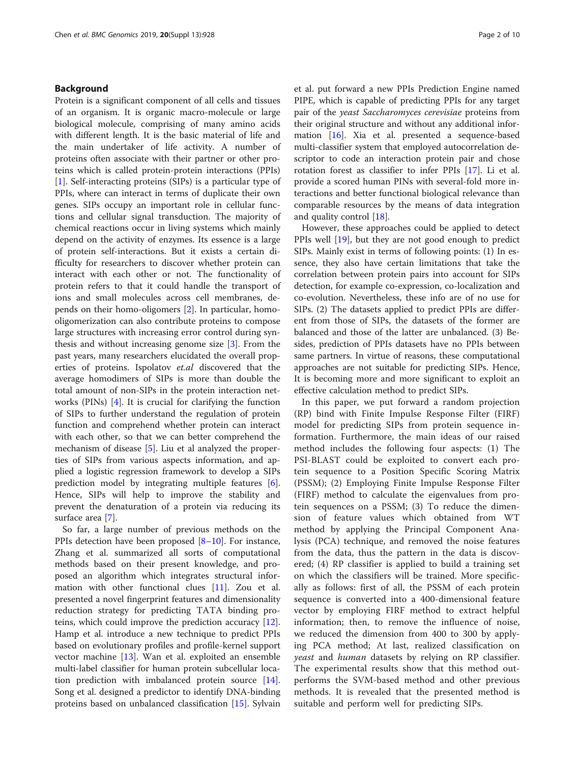## Background

Protein is a significant component of all cells and tissues of an organism. It is organic macro-molecule or large biological molecule, comprising of many amino acids with different length. It is the basic material of life and the main undertaker of life activity. A number of proteins often associate with their partner or other proteins which is called protein-protein interactions (PPIs) [1]. Self-interacting proteins (SIPs) is a particular type of PPIs, where can interact in terms of duplicate their own genes. SIPs occupy an important role in cellular functions and cellular signal transduction. The majority of chemical reactions occur in living systems which mainly depend on the activity of enzymes. Its essence is a large of protein self-interactions. But it exists a certain difficulty for researchers to discover whether protein can interact with each other or not. The functionality of protein refers to that it could handle the transport of ions and small molecules across cell membranes, depends on their homo-oligomers [2]. In particular, homo-oligomerization can also contribute proteins to compose large structures with increasing error control during synthesis and without increasing genome size [3]. From the past years, many researchers elucidated the overall properties of proteins. Ispolatov *et.al* discovered that the average homodimers of SIPs is more than double the total amount of non-SIPs in the protein interaction networks (PINs) [4]. It is crucial for clarifying the function of SIPs to further understand the regulation of protein function and comprehend whether protein can interact with each other, so that we can better comprehend the mechanism of disease [5]. Liu et al analyzed the properties of SIPs from various aspects information, and applied a logistic regression framework to develop a SIPs prediction model by integrating multiple features [6]. Hence, SIPs will help to improve the stability and prevent the denaturation of a protein via reducing its surface area [7].

So far, a large number of previous methods on the PPIs detection have been proposed [8–10]. For instance, Zhang et al. summarized all sorts of computational methods based on their present knowledge, and proposed an algorithm which integrates structural information with other functional clues [11]. Zou et al. presented a novel fingerprint features and dimensionality reduction strategy for predicting TATA binding proteins, which could improve the prediction accuracy [12]. Hamp et al. introduce a new technique to predict PPIs based on evolutionary profiles and profile-kernel support vector machine [13]. Wan et al. exploited an ensemble multi-label classifier for human protein subcellular location prediction with imbalanced protein source [14]. Song et al. designed a predictor to identify DNA-binding proteins based on unbalanced classification [15]. Sylvain et al. put forward a new PPIs Prediction Engine named PIPE, which is capable of predicting PPIs for any target pair of the *yeast Saccharomyces cerevisiae* proteins from their original structure and without any additional information [16]. Xia et al. presented a sequence-based multi-classifier system that employed autocorrelation descriptor to code an interaction protein pair and chose rotation forest as classifier to infer PPIs [17]. Li et al. provide a scored human PINs with several-fold more interactions and better functional biological relevance than comparable resources by the means of data integration and quality control [18].

However, these approaches could be applied to detect PPIs well [19], but they are not good enough to predict SIPs. Mainly exist in terms of following points: (1) In essence, they also have certain limitations that take the correlation between protein pairs into account for SIPs detection, for example co-expression, co-localization and co-evolution. Nevertheless, these info are of no use for SIPs. (2) The datasets applied to predict PPIs are different from those of SIPs, the datasets of the former are balanced and those of the latter are unbalanced. (3) Besides, prediction of PPIs datasets have no PPIs between same partners. In virtue of reasons, these computational approaches are not suitable for predicting SIPs. Hence, It is becoming more and more significant to exploit an effective calculation method to predict SIPs.

In this paper, we put forward a random projection (RP) bind with Finite Impulse Response Filter (FIRF) model for predicting SIPs from protein sequence information. Furthermore, the main ideas of our raised method includes the following four aspects: (1) The PSI-BLAST could be exploited to convert each protein sequence to a Position Specific Scoring Matrix (PSSM); (2) Employing Finite Impulse Response Filter (FIRF) method to calculate the eigenvalues from protein sequences on a PSSM; (3) To reduce the dimension of feature values which obtained from WT method by applying the Principal Component Analysis (PCA) technique, and removed the noise features from the data, thus the pattern in the data is discovered; (4) RP classifier is applied to build a training set on which the classifiers will be trained. More specifically as follows: first of all, the PSSM of each protein sequence is converted into a 400-dimensional feature vector by employing FIRF method to extract helpful information; then, to remove the influence of noise, we reduced the dimension from 400 to 300 by applying PCA method; At last, realized classification on *yeast* and *human* datasets by relying on RP classifier. The experimental results show that this method outperforms the SVM-based method and other previous methods. It is revealed that the presented method is suitable and perform well for predicting SIPs.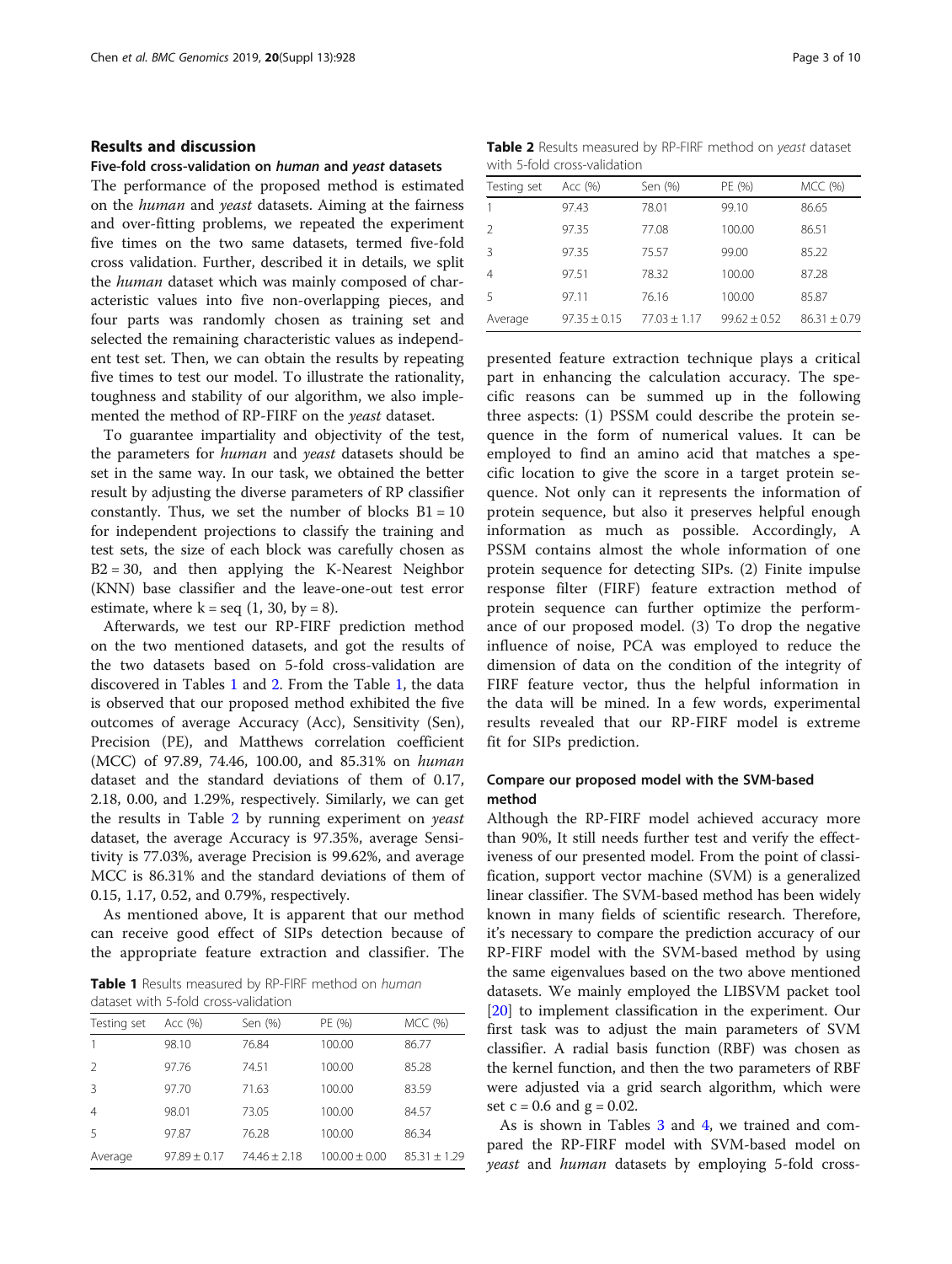## Results and discussion

### Five-fold cross-validation on *human* and *yeast* datasets

The performance of the proposed method is estimated on the *human* and *yeast* datasets. Aiming at the fairness and over-fitting problems, we repeated the experiment five times on the two same datasets, termed five-fold cross validation. Further, described it in details, we split the *human* dataset which was mainly composed of characteristic values into five non-overlapping pieces, and four parts was randomly chosen as training set and selected the remaining characteristic values as independent test set. Then, we can obtain the results by repeating five times to test our model. To illustrate the rationality, toughness and stability of our algorithm, we also implemented the method of RP-FIRF on the *yeast* dataset.

To guarantee impartiality and objectivity of the test, the parameters for *human* and *yeast* datasets should be set in the same way. In our task, we obtained the better result by adjusting the diverse parameters of RP classifier constantly. Thus, we set the number of blocks $B1 = 10$ for independent projections to classify the training and test sets, the size of each block was carefully chosen as $B2 = 30$, and then applying the K-Nearest Neighbor (KNN) base classifier and the leave-one-out test error estimate, where $k = seq\ (1,\ 30,\ by = 8)$.

Afterwards, we test our RP-FIRF prediction method on the two mentioned datasets, and got the results of the two datasets based on 5-fold cross-validation are discovered in Tables 1 and 2. From the Table 1, the data is observed that our proposed method exhibited the five outcomes of average Accuracy (Acc), Sensitivity (Sen), Precision (PE), and Matthews correlation coefficient (MCC) of 97.89, 74.46, 100.00, and 85.31% on *human* dataset and the standard deviations of them of 0.17, 2.18, 0.00, and 1.29%, respectively. Similarly, we can get the results in Table 2 by running experiment on *yeast* dataset, the average Accuracy is 97.35%, average Sensitivity is 77.03%, average Precision is 99.62%, and average MCC is 86.31% and the standard deviations of them of 0.15, 1.17, 0.52, and 0.79%, respectively.

As mentioned above, It is apparent that our method can receive good effect of SIPs detection because of the appropriate feature extraction and classifier. The presented feature extraction technique plays a critical part in enhancing the calculation accuracy. The specific reasons can be summed up in the following three aspects: (1) PSSM could describe the protein sequence in the form of numerical values. It can be employed to find an amino acid that matches a specific location to give the score in a target protein sequence. Not only can it represents the information of protein sequence, but also it preserves helpful enough information as much as possible. Accordingly, A PSSM contains almost the whole information of one protein sequence for detecting SIPs. (2) Finite impulse response filter (FIRF) feature extraction method of protein sequence can further optimize the performance of our proposed model. (3) To drop the negative influence of noise, PCA was employed to reduce the dimension of data on the condition of the integrity of FIRF feature vector, thus the helpful information in the data will be mined. In a few words, experimental results revealed that our RP-FIRF model is extreme fit for SIPs prediction.

**Table 1** Results measured by RP-FIRF method on *human* dataset with 5-fold cross-validation

| Testing set | Acc (%) | Sen (%) | PE (%) | MCC (%) |
|---|---|---|---|---|
| 1 | 98.10 | 76.84 | 100.00 | 86.77 |
| 2 | 97.76 | 74.51 | 100.00 | 85.28 |
| 3 | 97.70 | 71.63 | 100.00 | 83.59 |
| 4 | 98.01 | 73.05 | 100.00 | 84.57 |
| 5 | 97.87 | 76.28 | 100.00 | 86.34 |
| Average | 97.89 ± 0.17 | 74.46 ± 2.18 | 100.00 ± 0.00 | 85.31 ± 1.29 |

**Table 2** Results measured by RP-FIRF method on *yeast* dataset with 5-fold cross-validation

| Testing set | Acc (%) | Sen (%) | PE (%) | MCC (%) |
|---|---|---|---|---|
| 1 | 97.43 | 78.01 | 99.10 | 86.65 |
| 2 | 97.35 | 77.08 | 100.00 | 86.51 |
| 3 | 97.35 | 75.57 | 99.00 | 85.22 |
| 4 | 97.51 | 78.32 | 100.00 | 87.28 |
| 5 | 97.11 | 76.16 | 100.00 | 85.87 |
| Average | 97.35 ± 0.15 | 77.03 ± 1.17 | 99.62 ± 0.52 | 86.31 ± 0.79 |

### Compare our proposed model with the SVM-based method

Although the RP-FIRF model achieved accuracy more than 90%, It still needs further test and verify the effectiveness of our presented model. From the point of classification, support vector machine (SVM) is a generalized linear classifier. The SVM-based method has been widely known in many fields of scientific research. Therefore, it's necessary to compare the prediction accuracy of our RP-FIRF model with the SVM-based method by using the same eigenvalues based on the two above mentioned datasets. We mainly employed the LIBSVM packet tool [20] to implement classification in the experiment. Our first task was to adjust the main parameters of SVM classifier. A radial basis function (RBF) was chosen as the kernel function, and then the two parameters of RBF were adjusted via a grid search algorithm, which were set $c = 0.6$ and $g = 0.02$.

As is shown in Tables 3 and 4, we trained and compared the RP-FIRF model with SVM-based model on *yeast* and *human* datasets by employing 5-fold cross-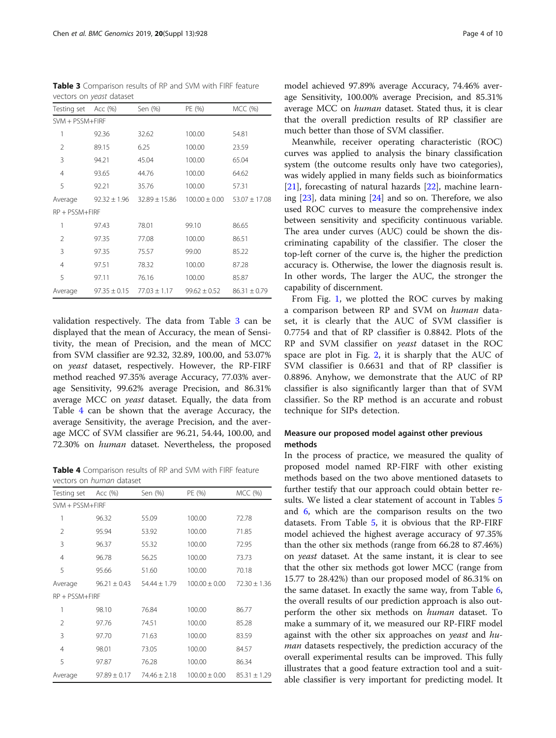**Table 3** Comparison results of RP and SVM with FIRF feature vectors on *yeast* dataset

| Testing set | Acc (%) | Sen (%) | PE (%) | MCC (%) |
|---|---|---|---|---|
| SVM + PSSM+FIRF | | | | |
| 1 | 92.36 | 32.62 | 100.00 | 54.81 |
| 2 | 89.15 | 6.25 | 100.00 | 23.59 |
| 3 | 94.21 | 45.04 | 100.00 | 65.04 |
| 4 | 93.65 | 44.76 | 100.00 | 64.62 |
| 5 | 92.21 | 35.76 | 100.00 | 57.31 |
| Average | 92.32 ± 1.96 | 32.89 ± 15.86 | 100.00 ± 0.00 | 53.07 ± 17.08 |
| RP + PSSM+FIRF | | | | |
| 1 | 97.43 | 78.01 | 99.10 | 86.65 |
| 2 | 97.35 | 77.08 | 100.00 | 86.51 |
| 3 | 97.35 | 75.57 | 99.00 | 85.22 |
| 4 | 97.51 | 78.32 | 100.00 | 87.28 |
| 5 | 97.11 | 76.16 | 100.00 | 85.87 |
| Average | 97.35 ± 0.15 | 77.03 ± 1.17 | 99.62 ± 0.52 | 86.31 ± 0.79 |

validation respectively. The data from Table 3 can be displayed that the mean of Accuracy, the mean of Sensitivity, the mean of Precision, and the mean of MCC from SVM classifier are 92.32, 32.89, 100.00, and 53.07% on *yeast* dataset, respectively. However, the RP-FIRF method reached 97.35% average Accuracy, 77.03% average Sensitivity, 99.62% average Precision, and 86.31% average MCC on *yeast* dataset. Equally, the data from Table 4 can be shown that the average Accuracy, the average Sensitivity, the average Precision, and the average MCC of SVM classifier are 96.21, 54.44, 100.00, and 72.30% on *human* dataset. Nevertheless, the proposed model achieved 97.89% average Accuracy, 74.46% average Sensitivity, 100.00% average Precision, and 85.31% average MCC on *human* dataset. Stated thus, it is clear that the overall prediction results of RP classifier are much better than those of SVM classifier.

**Table 4** Comparison results of RP and SVM with FIRF feature vectors on *human* dataset

| Testing set | Acc (%) | Sen (%) | PE (%) | MCC (%) |
|---|---|---|---|---|
| SVM + PSSM+FIRF | | | | |
| 1 | 96.32 | 55.09 | 100.00 | 72.78 |
| 2 | 95.94 | 53.92 | 100.00 | 71.85 |
| 3 | 96.37 | 55.32 | 100.00 | 72.95 |
| 4 | 96.78 | 56.25 | 100.00 | 73.73 |
| 5 | 95.66 | 51.60 | 100.00 | 70.18 |
| Average | 96.21 ± 0.43 | 54.44 ± 1.79 | 100.00 ± 0.00 | 72.30 ± 1.36 |
| RP + PSSM+FIRF | | | | |
| 1 | 98.10 | 76.84 | 100.00 | 86.77 |
| 2 | 97.76 | 74.51 | 100.00 | 85.28 |
| 3 | 97.70 | 71.63 | 100.00 | 83.59 |
| 4 | 98.01 | 73.05 | 100.00 | 84.57 |
| 5 | 97.87 | 76.28 | 100.00 | 86.34 |
| Average | 97.89 ± 0.17 | 74.46 ± 2.18 | 100.00 ± 0.00 | 85.31 ± 1.29 |

Meanwhile, receiver operating characteristic (ROC) curves was applied to analysis the binary classification system (the outcome results only have two categories), was widely applied in many fields such as bioinformatics [21], forecasting of natural hazards [22], machine learning [23], data mining [24] and so on. Therefore, we also used ROC curves to measure the comprehensive index between sensitivity and specificity continuous variable. The area under curves (AUC) could be shown the discriminating capability of the classifier. The closer the top-left corner of the curve is, the higher the prediction accuracy is. Otherwise, the lower the diagnosis result is. In other words, The larger the AUC, the stronger the capability of discernment.

From Fig. 1, we plotted the ROC curves by making a comparison between RP and SVM on *human* dataset, it is clearly that the AUC of SVM classifier is 0.7754 and that of RP classifier is 0.8842. Plots of the RP and SVM classifier on *yeast* dataset in the ROC space are plot in Fig. 2, it is sharply that the AUC of SVM classifier is 0.6631 and that of RP classifier is 0.8896. Anyhow, we demonstrate that the AUC of RP classifier is also significantly larger than that of SVM classifier. So the RP method is an accurate and robust technique for SIPs detection.

### Measure our proposed model against other previous methods

In the process of practice, we measured the quality of proposed model named RP-FIRF with other existing methods based on the two above mentioned datasets to further testify that our approach could obtain better results. We listed a clear statement of account in Tables 5 and 6, which are the comparison results on the two datasets. From Table 5, it is obvious that the RP-FIRF model achieved the highest average accuracy of 97.35% than the other six methods (range from 66.28 to 87.46%) on *yeast* dataset. At the same instant, it is clear to see that the other six methods got lower MCC (range from 15.77 to 28.42%) than our proposed model of 86.31% on the same dataset. In exactly the same way, from Table 6, the overall results of our prediction approach is also outperform the other six methods on *human* dataset. To make a summary of it, we measured our RP-FIRF model against with the other six approaches on *yeast* and *human* datasets respectively, the prediction accuracy of the overall experimental results can be improved. This fully illustrates that a good feature extraction tool and a suitable classifier is very important for predicting model. It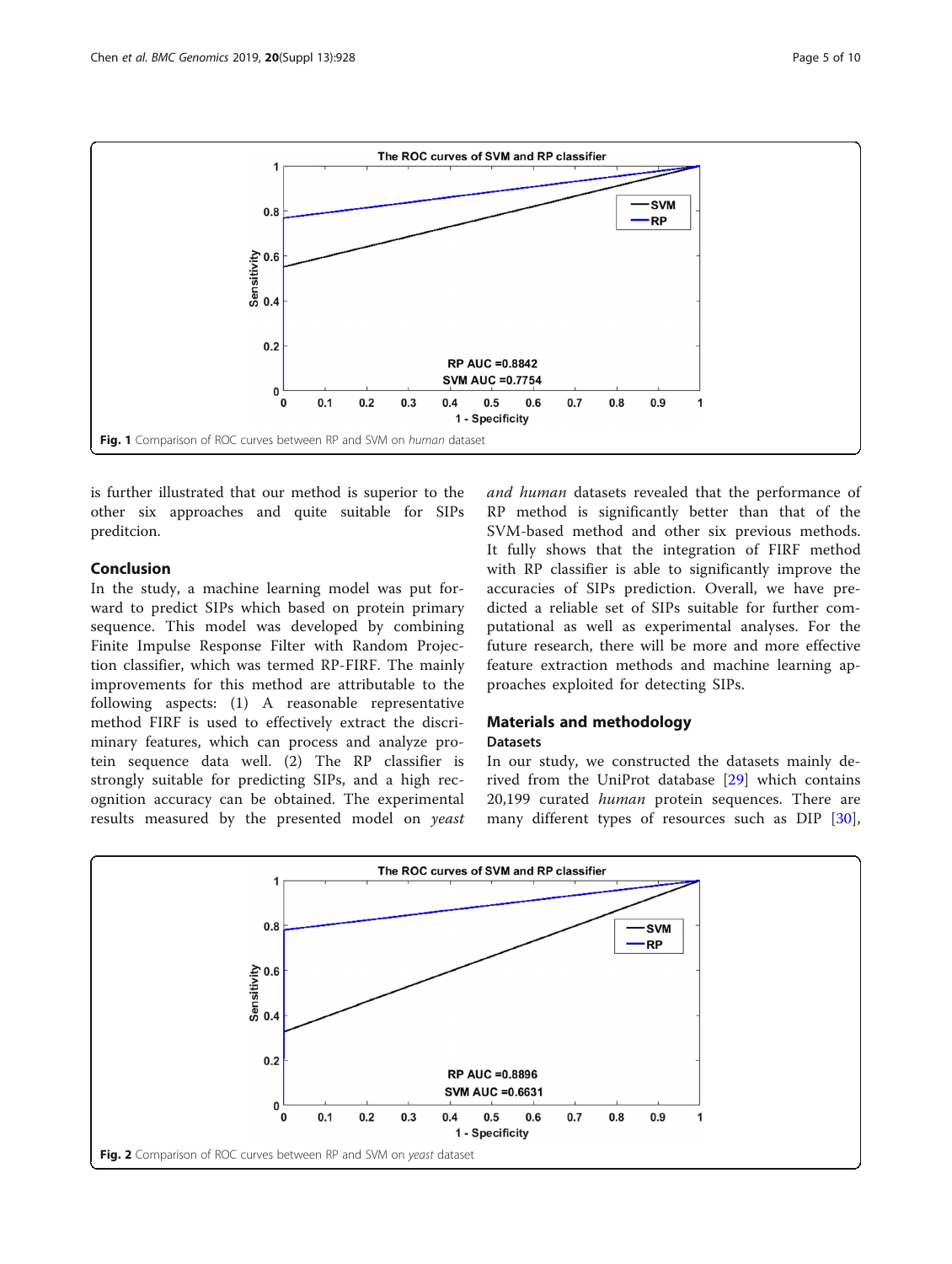Fig. 1 Comparison of ROC curves between RP and SVM on *human* dataset

is further illustrated that our method is superior to the other six approaches and quite suitable for SIPs preditcion.

## Conclusion

In the study, a machine learning model was put forward to predict SIPs which based on protein primary sequence. This model was developed by combining Finite Impulse Response Filter with Random Projection classifier, which was termed RP-FIRF. The mainly improvements for this method are attributable to the following aspects: (1) A reasonable representative method FIRF is used to effectively extract the discriminary features, which can process and analyze protein sequence data well. (2) The RP classifier is strongly suitable for predicting SIPs, and a high recognition accuracy can be obtained. The experimental results measured by the presented model on *yeast and human* datasets revealed that the performance of RP method is significantly better than that of the SVM-based method and other six previous methods. It fully shows that the integration of FIRF method with RP classifier is able to significantly improve the accuracies of SIPs prediction. Overall, we have predicted a reliable set of SIPs suitable for further computational as well as experimental analyses. For the future research, there will be more and more effective feature extraction methods and machine learning approaches exploited for detecting SIPs.

## Materials and methodology

### Datasets

In our study, we constructed the datasets mainly derived from the UniProt database [29] which contains 20,199 curated *human* protein sequences. There are many different types of resources such as DIP [30],

Fig. 2 Comparison of ROC curves between RP and SVM on *yeast* dataset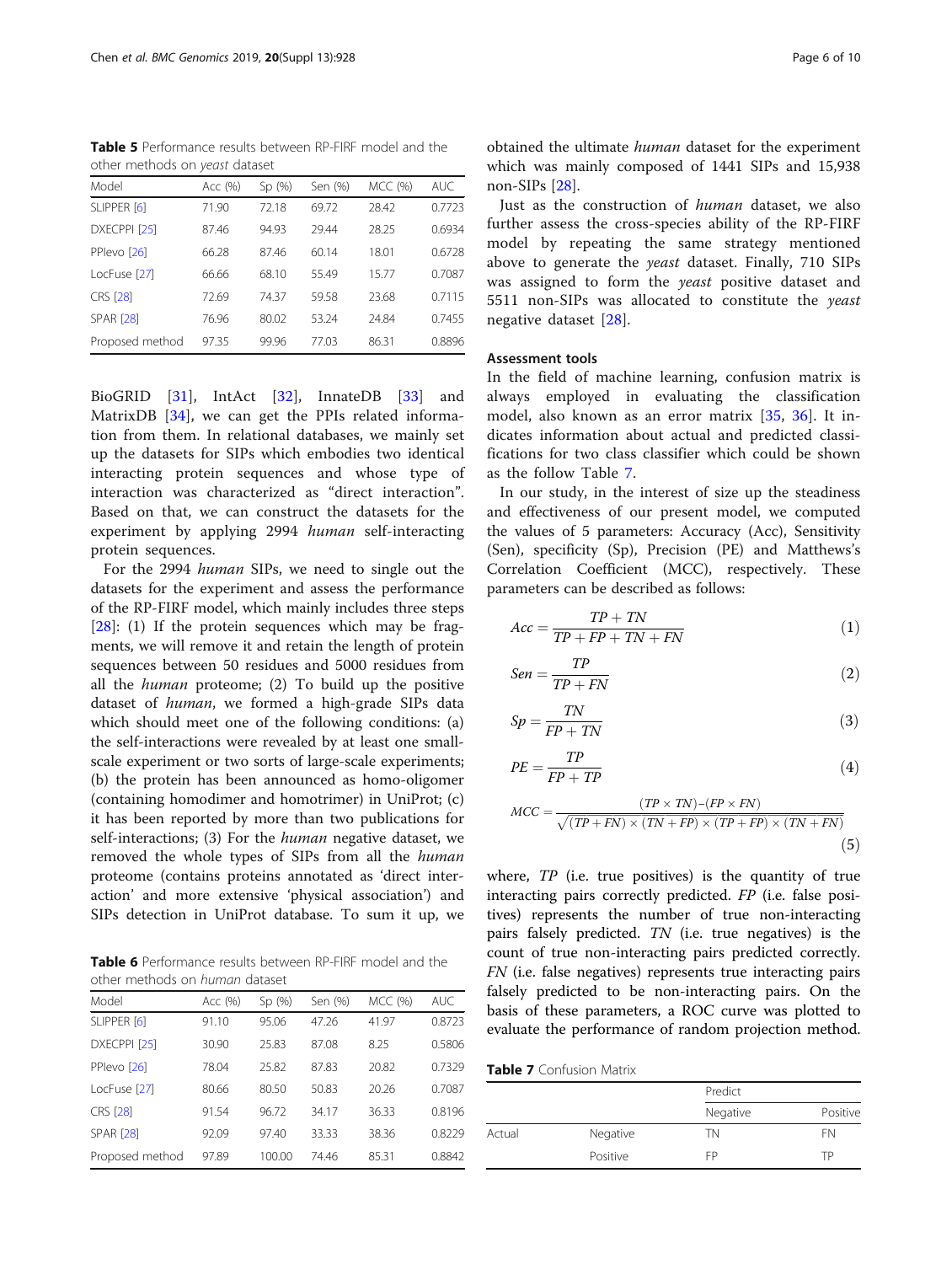**Table 5** Performance results between RP-FIRF model and the other methods on *yeast* dataset

| Model | Acc (%) | Sp (%) | Sen (%) | MCC (%) | AUC |
|---|---|---|---|---|---|
| SLIPPER [6] | 71.90 | 72.18 | 69.72 | 28.42 | 0.7723 |
| DXECPPI [25] | 87.46 | 94.93 | 29.44 | 28.25 | 0.6934 |
| PPIevo [26] | 66.28 | 87.46 | 60.14 | 18.01 | 0.6728 |
| LocFuse [27] | 66.66 | 68.10 | 55.49 | 15.77 | 0.7087 |
| CRS [28] | 72.69 | 74.37 | 59.58 | 23.68 | 0.7115 |
| SPAR [28] | 76.96 | 80.02 | 53.24 | 24.84 | 0.7455 |
| Proposed method | 97.35 | 99.96 | 77.03 | 86.31 | 0.8896 |

BioGRID [31], IntAct [32], InnateDB [33] and MatrixDB [34], we can get the PPIs related information from them. In relational databases, we mainly set up the datasets for SIPs which embodies two identical interacting protein sequences and whose type of interaction was characterized as "direct interaction". Based on that, we can construct the datasets for the experiment by applying 2994 *human* self-interacting protein sequences.

For the 2994 *human* SIPs, we need to single out the datasets for the experiment and assess the performance of the RP-FIRF model, which mainly includes three steps [28]: (1) If the protein sequences which may be fragments, we will remove it and retain the length of protein sequences between 50 residues and 5000 residues from all the *human* proteome; (2) To build up the positive dataset of *human*, we formed a high-grade SIPs data which should meet one of the following conditions: (a) the self-interactions were revealed by at least one small-scale experiment or two sorts of large-scale experiments; (b) the protein has been announced as homo-oligomer (containing homodimer and homotrimer) in UniProt; (c) it has been reported by more than two publications for self-interactions; (3) For the *human* negative dataset, we removed the whole types of SIPs from all the *human* proteome (contains proteins annotated as 'direct interaction' and more extensive 'physical association') and SIPs detection in UniProt database. To sum it up, we obtained the ultimate *human* dataset for the experiment which was mainly composed of 1441 SIPs and 15,938 non-SIPs [28].

**Table 6** Performance results between RP-FIRF model and the other methods on *human* dataset

| Model | Acc (%) | Sp (%) | Sen (%) | MCC (%) | AUC |
|---|---|---|---|---|---|
| SLIPPER [6] | 91.10 | 95.06 | 47.26 | 41.97 | 0.8723 |
| DXECPPI [25] | 30.90 | 25.83 | 87.08 | 8.25 | 0.5806 |
| PPIevo [26] | 78.04 | 25.82 | 87.83 | 20.82 | 0.7329 |
| LocFuse [27] | 80.66 | 80.50 | 50.83 | 20.26 | 0.7087 |
| CRS [28] | 91.54 | 96.72 | 34.17 | 36.33 | 0.8196 |
| SPAR [28] | 92.09 | 97.40 | 33.33 | 38.36 | 0.8229 |
| Proposed method | 97.89 | 100.00 | 74.46 | 85.31 | 0.8842 |

Just as the construction of *human* dataset, we also further assess the cross-species ability of the RP-FIRF model by repeating the same strategy mentioned above to generate the *yeast* dataset. Finally, 710 SIPs was assigned to form the *yeast* positive dataset and 5511 non-SIPs was allocated to constitute the *yeast* negative dataset [28].

### Assessment tools

In the field of machine learning, confusion matrix is always employed in evaluating the classification model, also known as an error matrix [35, 36]. It indicates information about actual and predicted classifications for two class classifier which could be shown as the follow Table 7.

In our study, in the interest of size up the steadiness and effectiveness of our present model, we computed the values of 5 parameters: Accuracy (Acc), Sensitivity (Sen), specificity (Sp), Precision (PE) and Matthews's Correlation Coefficient (MCC), respectively. These parameters can be described as follows:

$$Acc = \frac{TP + TN}{TP + FP + TN + FN} \quad (1)$$

$$Sen = \frac{TP}{TP + FN} \quad (2)$$

$$Sp = \frac{TN}{FP + TN} \quad (3)$$

$$PE = \frac{TP}{FP + TP} \quad (4)$$

$$MCC = \frac{(TP \times TN) - (FP \times FN)}{\sqrt{(TP + FN) \times (TN + FP) \times (TP + FP) \times (TN + FN)}} \quad (5)$$

where, *TP* (i.e. true positives) is the quantity of true interacting pairs correctly predicted. *FP* (i.e. false positives) represents the number of true non-interacting pairs falsely predicted. *TN* (i.e. true negatives) is the count of true non-interacting pairs predicted correctly. *FN* (i.e. false negatives) represents true interacting pairs falsely predicted to be non-interacting pairs. On the basis of these parameters, a ROC curve was plotted to evaluate the performance of random projection method.

**Table 7** Confusion Matrix

| | | Predict | |
|---|---|---|---|
| | | Negative | Positive |
| Actual | Negative | TN | FN |
| | Positive | FP | TP |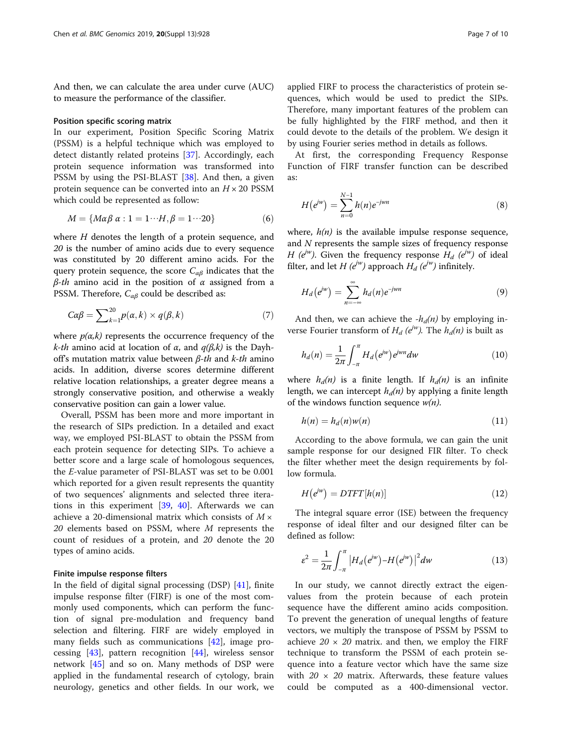And then, we can calculate the area under curve (AUC) to measure the performance of the classifier.

### Position specific scoring matrix

In our experiment, Position Specific Scoring Matrix (PSSM) is a helpful technique which was employed to detect distantly related proteins [37]. Accordingly, each protein sequence information was transformed into PSSM by using the PSI-BLAST [38]. And then, a given protein sequence can be converted into an $H \times 20$ PSSM which could be represented as follow:

$$M = \{M\alpha\beta \ \alpha : 1 = 1 \cdots H, \beta = 1 \cdots 20\} \tag{6}$$

where $H$ denotes the length of a protein sequence, and $20$ is the number of amino acids due to every sequence was constituted by 20 different amino acids. For the query protein sequence, the score $C_{\alpha\beta}$ indicates that the $\beta$-*th* amino acid in the position of $\alpha$ assigned from a PSSM. Therefore, $C_{\alpha\beta}$ could be described as:

$$C\alpha\beta = \sum\nolimits_{k=1}^{20} p(\alpha, k) \times q(\beta, k) \tag{7}$$

where $p(\alpha,k)$ represents the occurrence frequency of the $k$-*th* amino acid at location of $\alpha$, and $q(\beta,k)$ is the Dayhoff's mutation matrix value between $\beta$-*th* and $k$-*th* amino acids. In addition, diverse scores determine different relative location relationships, a greater degree means a strongly conservative position, and otherwise a weakly conservative position can gain a lower value.

Overall, PSSM has been more and more important in the research of SIPs prediction. In a detailed and exact way, we employed PSI-BLAST to obtain the PSSM from each protein sequence for detecting SIPs. To achieve a better score and a large scale of homologous sequences, the *E*-value parameter of PSI-BLAST was set to be 0.001 which reported for a given result represents the quantity of two sequences' alignments and selected three iterations in this experiment [39, 40]. Afterwards we can achieve a 20-dimensional matrix which consists of $M \times 20$ elements based on PSSM, where $M$ represents the count of residues of a protein, and $20$ denote the 20 types of amino acids.

### Finite impulse response filters

In the field of digital signal processing (DSP) [41], finite impulse response filter (FIRF) is one of the most commonly used components, which can perform the function of signal pre-modulation and frequency band selection and filtering. FIRF are widely employed in many fields such as communications [42], image processing [43], pattern recognition [44], wireless sensor network [45] and so on. Many methods of DSP were applied in the fundamental research of cytology, brain neurology, genetics and other fields. In our work, we applied FIRF to process the characteristics of protein sequences, which would be used to predict the SIPs. Therefore, many important features of the problem can be fully highlighted by the FIRF method, and then it could devote to the details of the problem. We design it by using Fourier series method in details as follows.

At first, the corresponding Frequency Response Function of FIRF transfer function can be described as:

$$H\left(e^{jw}\right) = \sum_{n=0}^{N-1} h(n) e^{-jwn} \tag{8}$$

where, $h(n)$ is the available impulse response sequence, and $N$ represents the sample sizes of frequency response $H\left(e^{jw}\right)$. Given the frequency response $H_d\left(e^{jw}\right)$ of ideal filter, and let $H\left(e^{jw}\right)$ approach $H_d\left(e^{jw}\right)$ infinitely.

$$H_d\left(e^{jw}\right) = \sum_{n=-\infty}^{\infty} h_d(n) e^{-jwn} \tag{9}$$

And then, we can achieve the $-h_d(n)$ by employing inverse Fourier transform of $H_d\left(e^{jw}\right)$. The $h_d(n)$ is built as

$$h_d(n) = \frac{1}{2\pi} \int_{-\pi}^{\pi} H_d\left(e^{jw}\right) e^{jwn} dw \tag{10}$$

where $h_d(n)$ is a finite length. If $h_d(n)$ is an infinite length, we can intercept $h_d(n)$ by applying a finite length of the windows function sequence $w(n)$.

$$h(n) = h_d(n) w(n) \tag{11}$$

According to the above formula, we can gain the unit sample response for our designed FIR filter. To check the filter whether meet the design requirements by follow formula.

$$H\left(e^{jw}\right) = DTFT[h(n)] \tag{12}$$

The integral square error (ISE) between the frequency response of ideal filter and our designed filter can be defined as follow:

$$\varepsilon^2 = \frac{1}{2\pi} \int_{-\pi}^{\pi} \left| H_d\left(e^{jw}\right) - H\left(e^{jw}\right) \right|^2 dw \tag{13}$$

In our study, we cannot directly extract the eigenvalues from the protein because of each protein sequence have the different amino acids composition. To prevent the generation of unequal lengths of feature vectors, we multiply the transpose of PSSM by PSSM to achieve $20 \times 20$ matrix. and then, we employ the FIRF technique to transform the PSSM of each protein sequence into a feature vector which have the same size with $20 \times 20$ matrix. Afterwards, these feature values could be computed as a 400-dimensional vector.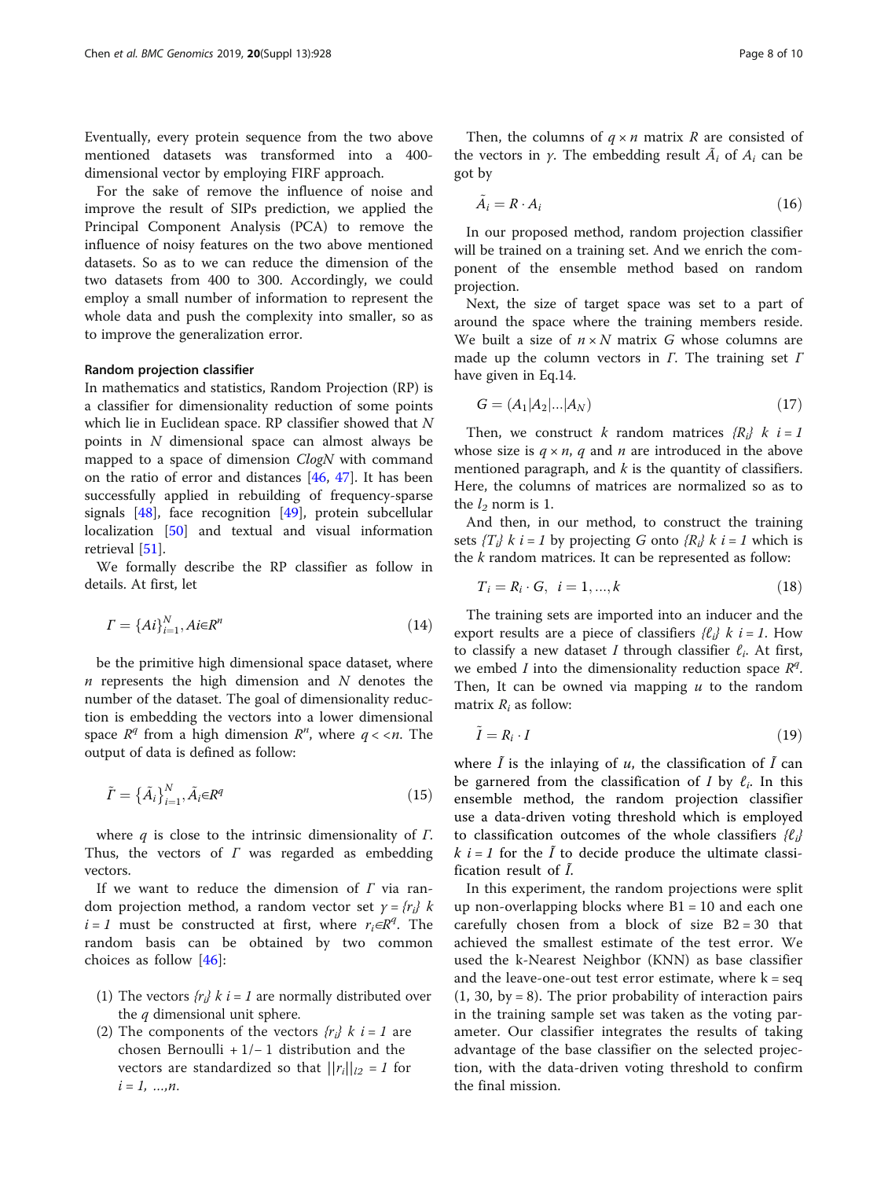Eventually, every protein sequence from the two above mentioned datasets was transformed into a 400-dimensional vector by employing FIRF approach.

For the sake of remove the influence of noise and improve the result of SIPs prediction, we applied the Principal Component Analysis (PCA) to remove the influence of noisy features on the two above mentioned datasets. So as to we can reduce the dimension of the two datasets from 400 to 300. Accordingly, we could employ a small number of information to represent the whole data and push the complexity into smaller, so as to improve the generalization error.

#### Random projection classifier

In mathematics and statistics, Random Projection (RP) is a classifier for dimensionality reduction of some points which lie in Euclidean space. RP classifier showed that $N$ points in $N$ dimensional space can almost always be mapped to a space of dimension $ClogN$ with command on the ratio of error and distances [46, 47]. It has been successfully applied in rebuilding of frequency-sparse signals [48], face recognition [49], protein subcellular localization [50] and textual and visual information retrieval [51].

We formally describe the RP classifier as follow in details. At first, let

$$\Gamma = \{Ai\}_{i=1}^{N}, Ai \in R^{n} \tag{14}$$

be the primitive high dimensional space dataset, where $n$ represents the high dimension and $N$ denotes the number of the dataset. The goal of dimensionality reduction is embedding the vectors into a lower dimensional space $R^q$ from a high dimension $R^n$, where $q < < n$. The output of data is defined as follow:

$$\tilde{\Gamma} = \{\tilde{A}_i\}_{i=1}^{N}, \tilde{A}_i \in R^{q} \tag{15}$$

where $q$ is close to the intrinsic dimensionality of $\Gamma$. Thus, the vectors of $\Gamma$ was regarded as embedding vectors.

If we want to reduce the dimension of $\Gamma$ via random projection method, a random vector set $\gamma = \{r_i\}$ $k$ $i = 1$ must be constructed at first, where $r_i \in R^q$. The random basis can be obtained by two common choices as follow [46]:

(1) The vectors $\{r_i\}$ $k$ $i = 1$ are normally distributed over the $q$ dimensional unit sphere.
(2) The components of the vectors $\{r_i\}$ $k$ $i = 1$ are chosen Bernoulli + 1/− 1 distribution and the vectors are standardized so that $||r_i||_{l2} = 1$ for $i = 1, \ldots, n$.

Then, the columns of $q \times n$ matrix $R$ are consisted of the vectors in $\gamma$. The embedding result $\tilde{A}_i$ of $A_i$ can be got by

$$\tilde{A}_i = R \cdot A_i \tag{16}$$

In our proposed method, random projection classifier will be trained on a training set. And we enrich the component of the ensemble method based on random projection.

Next, the size of target space was set to a part of around the space where the training members reside. We built a size of $n \times N$ matrix $G$ whose columns are made up the column vectors in $\Gamma$. The training set $\Gamma$ have given in Eq.14.

$$G = (A_1 | A_2 | \ldots | A_N) \tag{17}$$

Then, we construct $k$ random matrices $\{R_i\}$ $k$ $i = 1$ whose size is $q \times n$, $q$ and $n$ are introduced in the above mentioned paragraph, and $k$ is the quantity of classifiers. Here, the columns of matrices are normalized so as to the $l_2$ norm is 1.

And then, in our method, to construct the training sets $\{T_i\}$ $k$ $i = 1$ by projecting $G$ onto $\{R_i\}$ $k$ $i = 1$ which is the $k$ random matrices. It can be represented as follow:

$$T_i = R_i \cdot G, \quad i = 1, \ldots, k \tag{18}$$

The training sets are imported into an inducer and the export results are a piece of classifiers $\{\ell_i\}$ $k$ $i = 1$. How to classify a new dataset $I$ through classifier $\ell_i$. At first, we embed $I$ into the dimensionality reduction space $R^q$. Then, It can be owned via mapping $u$ to the random matrix $R_i$ as follow:

$$\tilde{I} = R_i \cdot I \tag{19}$$

where $\tilde{I}$ is the inlaying of $u$, the classification of $\tilde{I}$ can be garnered from the classification of $I$ by $\ell_i$. In this ensemble method, the random projection classifier use a data-driven voting threshold which is employed to classification outcomes of the whole classifiers $\{\ell_i\}$ $k$ $i = 1$ for the $\tilde{I}$ to decide produce the ultimate classification result of $\tilde{I}$.

In this experiment, the random projections were split up non-overlapping blocks where B1 = 10 and each one carefully chosen from a block of size B2 = 30 that achieved the smallest estimate of the test error. We used the k-Nearest Neighbor (KNN) as base classifier and the leave-one-out test error estimate, where k = seq (1, 30, by = 8). The prior probability of interaction pairs in the training sample set was taken as the voting parameter. Our classifier integrates the results of taking advantage of the base classifier on the selected projection, with the data-driven voting threshold to confirm the final mission.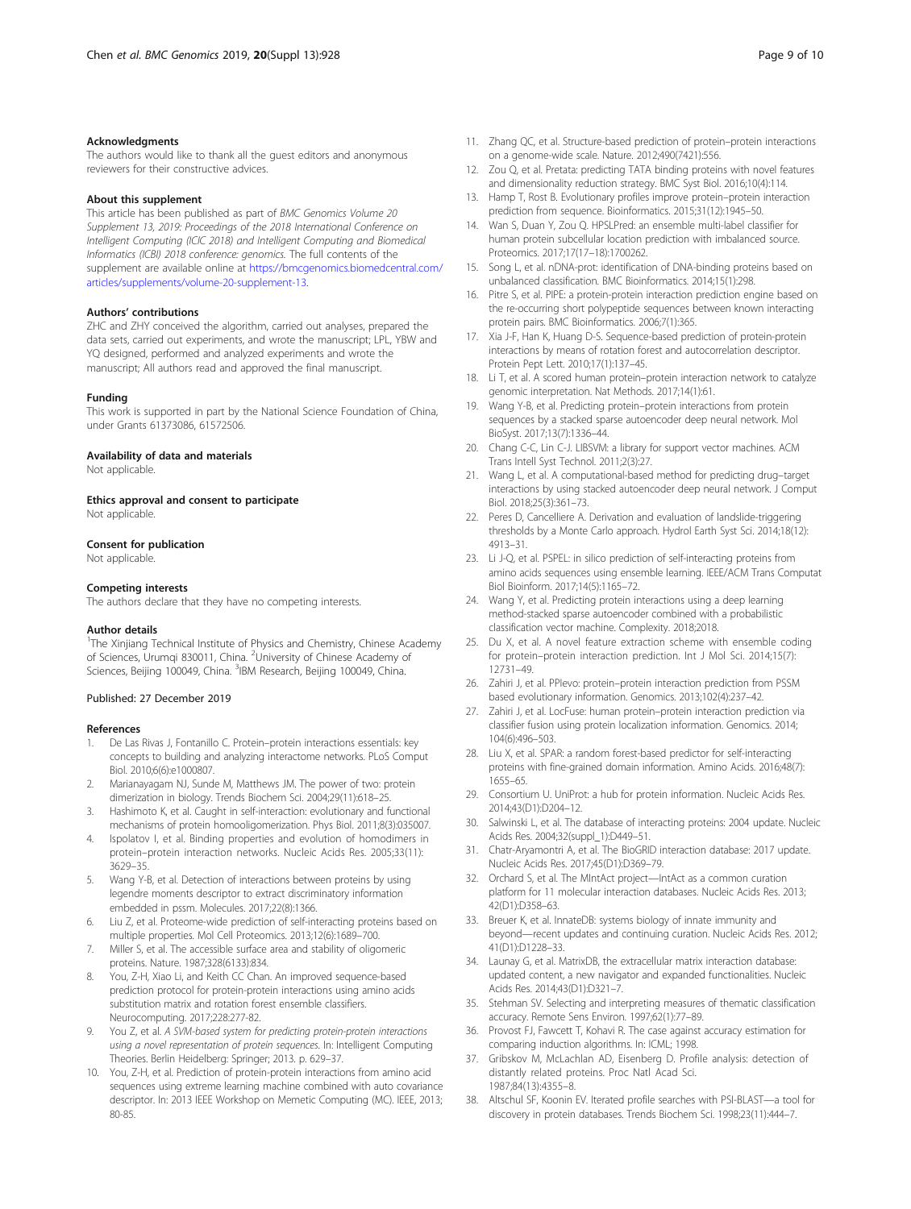### Acknowledgments

The authors would like to thank all the guest editors and anonymous reviewers for their constructive advices.

### About this supplement

This article has been published as part of *BMC Genomics Volume 20 Supplement 13, 2019: Proceedings of the 2018 International Conference on Intelligent Computing (ICIC 2018) and Intelligent Computing and Biomedical Informatics (ICBI) 2018 conference: genomics.* The full contents of the supplement are available online at https://bmcgenomics.biomedcentral.com/articles/supplements/volume-20-supplement-13.

### Authors' contributions

ZHC and ZHY conceived the algorithm, carried out analyses, prepared the data sets, carried out experiments, and wrote the manuscript; LPL, YBW and YQ designed, performed and analyzed experiments and wrote the manuscript; All authors read and approved the final manuscript.

### Funding

This work is supported in part by the National Science Foundation of China, under Grants 61373086, 61572506.

### Availability of data and materials

Not applicable.

### Ethics approval and consent to participate

Not applicable.

### Consent for publication

Not applicable.

### Competing interests

The authors declare that they have no competing interests.

### Author details

[1]The Xinjiang Technical Institute of Physics and Chemistry, Chinese Academy of Sciences, Urumqi 830011, China. [2]University of Chinese Academy of Sciences, Beijing 100049, China. [3]IBM Research, Beijing 100049, China.

Published: 27 December 2019

### References

1. De Las Rivas J, Fontanillo C. Protein–protein interactions essentials: key concepts to building and analyzing interactome networks. PLoS Comput Biol. 2010;6(6):e1000807.
2. Marianayagam NJ, Sunde M, Matthews JM. The power of two: protein dimerization in biology. Trends Biochem Sci. 2004;29(11):618–25.
3. Hashimoto K, et al. Caught in self-interaction: evolutionary and functional mechanisms of protein homooligomerization. Phys Biol. 2011;8(3):035007.
4. Ispolatov I, et al. Binding properties and evolution of homodimers in protein–protein interaction networks. Nucleic Acids Res. 2005;33(11): 3629–35.
5. Wang Y-B, et al. Detection of interactions between proteins by using legendre moments descriptor to extract discriminatory information embedded in pssm. Molecules. 2017;22(8):1366.
6. Liu Z, et al. Proteome-wide prediction of self-interacting proteins based on multiple properties. Mol Cell Proteomics. 2013;12(6):1689–700.
7. Miller S, et al. The accessible surface area and stability of oligomeric proteins. Nature. 1987;328(6133):834.
8. You, Z-H, Xiao Li, and Keith CC Chan. An improved sequence-based prediction protocol for protein-protein interactions using amino acids substitution matrix and rotation forest ensemble classifiers. Neurocomputing. 2017;228:277-82.
9. You Z, et al. *A SVM-based system for predicting protein-protein interactions using a novel representation of protein sequences*. In: Intelligent Computing Theories. Berlin Heidelberg: Springer; 2013. p. 629–37.
10. You, Z-H, et al. Prediction of protein-protein interactions from amino acid sequences using extreme learning machine combined with auto covariance descriptor. In: 2013 IEEE Workshop on Memetic Computing (MC). IEEE, 2013; 80-85.
11. Zhang QC, et al. Structure-based prediction of protein–protein interactions on a genome-wide scale. Nature. 2012;490(7421):556.
12. Zou Q, et al. Pretata: predicting TATA binding proteins with novel features and dimensionality reduction strategy. BMC Syst Biol. 2016;10(4):114.
13. Hamp T, Rost B. Evolutionary profiles improve protein–protein interaction prediction from sequence. Bioinformatics. 2015;31(12):1945–50.
14. Wan S, Duan Y, Zou Q. HPSLPred: an ensemble multi-label classifier for human protein subcellular location prediction with imbalanced source. Proteomics. 2017;17(17–18):1700262.
15. Song L, et al. nDNA-prot: identification of DNA-binding proteins based on unbalanced classification. BMC Bioinformatics. 2014;15(1):298.
16. Pitre S, et al. PIPE: a protein-protein interaction prediction engine based on the re-occurring short polypeptide sequences between known interacting protein pairs. BMC Bioinformatics. 2006;7(1):365.
17. Xia J-F, Han K, Huang D-S. Sequence-based prediction of protein-protein interactions by means of rotation forest and autocorrelation descriptor. Protein Pept Lett. 2010;17(1):137–45.
18. Li T, et al. A scored human protein–protein interaction network to catalyze genomic interpretation. Nat Methods. 2017;14(1):61.
19. Wang Y-B, et al. Predicting protein–protein interactions from protein sequences by a stacked sparse autoencoder deep neural network. Mol BioSyst. 2017;13(7):1336–44.
20. Chang C-C, Lin C-J. LIBSVM: a library for support vector machines. ACM Trans Intell Syst Technol. 2011;2(3):27.
21. Wang L, et al. A computational-based method for predicting drug–target interactions by using stacked autoencoder deep neural network. J Comput Biol. 2018;25(3):361–73.
22. Peres D, Cancelliere A. Derivation and evaluation of landslide-triggering thresholds by a Monte Carlo approach. Hydrol Earth Syst Sci. 2014;18(12): 4913–31.
23. Li J-Q, et al. PSPEL: in silico prediction of self-interacting proteins from amino acids sequences using ensemble learning. IEEE/ACM Trans Computat Biol Bioinform. 2017;14(5):1165–72.
24. Wang Y, et al. Predicting protein interactions using a deep learning method-stacked sparse autoencoder combined with a probabilistic classification vector machine. Complexity. 2018;2018.
25. Du X, et al. A novel feature extraction scheme with ensemble coding for protein–protein interaction prediction. Int J Mol Sci. 2014;15(7): 12731–49.
26. Zahiri J, et al. PPIevo: protein–protein interaction prediction from PSSM based evolutionary information. Genomics. 2013;102(4):237–42.
27. Zahiri J, et al. LocFuse: human protein–protein interaction prediction via classifier fusion using protein localization information. Genomics. 2014; 104(6):496–503.
28. Liu X, et al. SPAR: a random forest-based predictor for self-interacting proteins with fine-grained domain information. Amino Acids. 2016;48(7): 1655–65.
29. Consortium U. UniProt: a hub for protein information. Nucleic Acids Res. 2014;43(D1):D204–12.
30. Salwinski L, et al. The database of interacting proteins: 2004 update. Nucleic Acids Res. 2004;32(suppl_1):D449–51.
31. Chatr-Aryamontri A, et al. The BioGRID interaction database: 2017 update. Nucleic Acids Res. 2017;45(D1):D369–79.
32. Orchard S, et al. The MIntAct project—IntAct as a common curation platform for 11 molecular interaction databases. Nucleic Acids Res. 2013; 42(D1):D358–63.
33. Breuer K, et al. InnateDB: systems biology of innate immunity and beyond—recent updates and continuing curation. Nucleic Acids Res. 2012; 41(D1):D1228–33.
34. Launay G, et al. MatrixDB, the extracellular matrix interaction database: updated content, a new navigator and expanded functionalities. Nucleic Acids Res. 2014;43(D1):D321–7.
35. Stehman SV. Selecting and interpreting measures of thematic classification accuracy. Remote Sens Environ. 1997;62(1):77–89.
36. Provost FJ, Fawcett T, Kohavi R. The case against accuracy estimation for comparing induction algorithms. In: ICML; 1998.
37. Gribskov M, McLachlan AD, Eisenberg D. Profile analysis: detection of distantly related proteins. Proc Natl Acad Sci. 1987;84(13):4355–8.
38. Altschul SF, Koonin EV. Iterated profile searches with PSI-BLAST—a tool for discovery in protein databases. Trends Biochem Sci. 1998;23(11):444–7.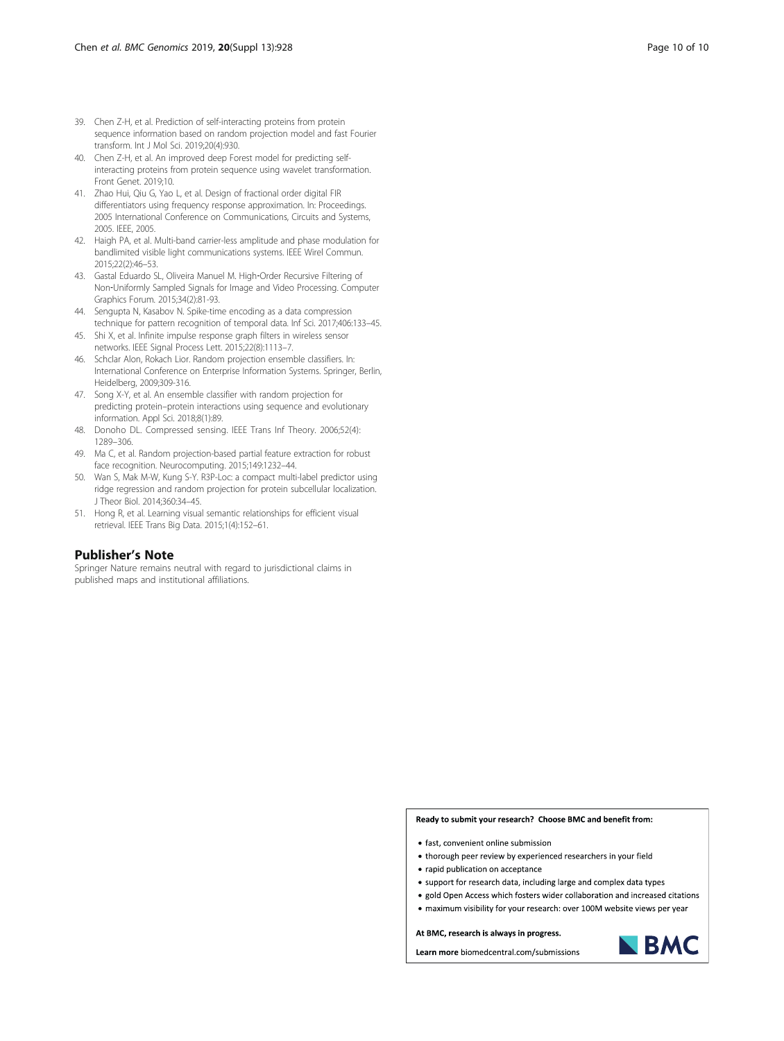39. Chen Z-H, et al. Prediction of self-interacting proteins from protein sequence information based on random projection model and fast Fourier transform. Int J Mol Sci. 2019;20(4):930.
40. Chen Z-H, et al. An improved deep Forest model for predicting self-interacting proteins from protein sequence using wavelet transformation. Front Genet. 2019;10.
41. Zhao Hui, Qiu G, Yao L, et al. Design of fractional order digital FIR differentiators using frequency response approximation. In: Proceedings. 2005 International Conference on Communications, Circuits and Systems, 2005. IEEE, 2005.
42. Haigh PA, et al. Multi-band carrier-less amplitude and phase modulation for bandlimited visible light communications systems. IEEE Wirel Commun. 2015;22(2):46–53.
43. Gastal Eduardo SL, Oliveira Manuel M. High-Order Recursive Filtering of Non-Uniformly Sampled Signals for Image and Video Processing. Computer Graphics Forum. 2015;34(2):81-93.
44. Sengupta N, Kasabov N. Spike-time encoding as a data compression technique for pattern recognition of temporal data. Inf Sci. 2017;406:133–45.
45. Shi X, et al. Infinite impulse response graph filters in wireless sensor networks. IEEE Signal Process Lett. 2015;22(8):1113–7.
46. Schclar Alon, Rokach Lior. Random projection ensemble classifiers. In: International Conference on Enterprise Information Systems. Springer, Berlin, Heidelberg, 2009;309-316.
47. Song X-Y, et al. An ensemble classifier with random projection for predicting protein–protein interactions using sequence and evolutionary information. Appl Sci. 2018;8(1):89.
48. Donoho DL. Compressed sensing. IEEE Trans Inf Theory. 2006;52(4): 1289–306.
49. Ma C, et al. Random projection-based partial feature extraction for robust face recognition. Neurocomputing. 2015;149:1232–44.
50. Wan S, Mak M-W, Kung S-Y. R3P-Loc: a compact multi-label predictor using ridge regression and random projection for protein subcellular localization. J Theor Biol. 2014;360:34–45.
51. Hong R, et al. Learning visual semantic relationships for efficient visual retrieval. IEEE Trans Big Data. 2015;1(4):152–61.

## Publisher's Note

Springer Nature remains neutral with regard to jurisdictional claims in published maps and institutional affiliations.

**Ready to submit your research? Choose BMC and benefit from:**

- fast, convenient online submission
- thorough peer review by experienced researchers in your field
- rapid publication on acceptance
- support for research data, including large and complex data types
- gold Open Access which fosters wider collaboration and increased citations
- maximum visibility for your research: over 100M website views per year

**At BMC, research is always in progress.**

**Learn more** biomedcentral.com/submissions